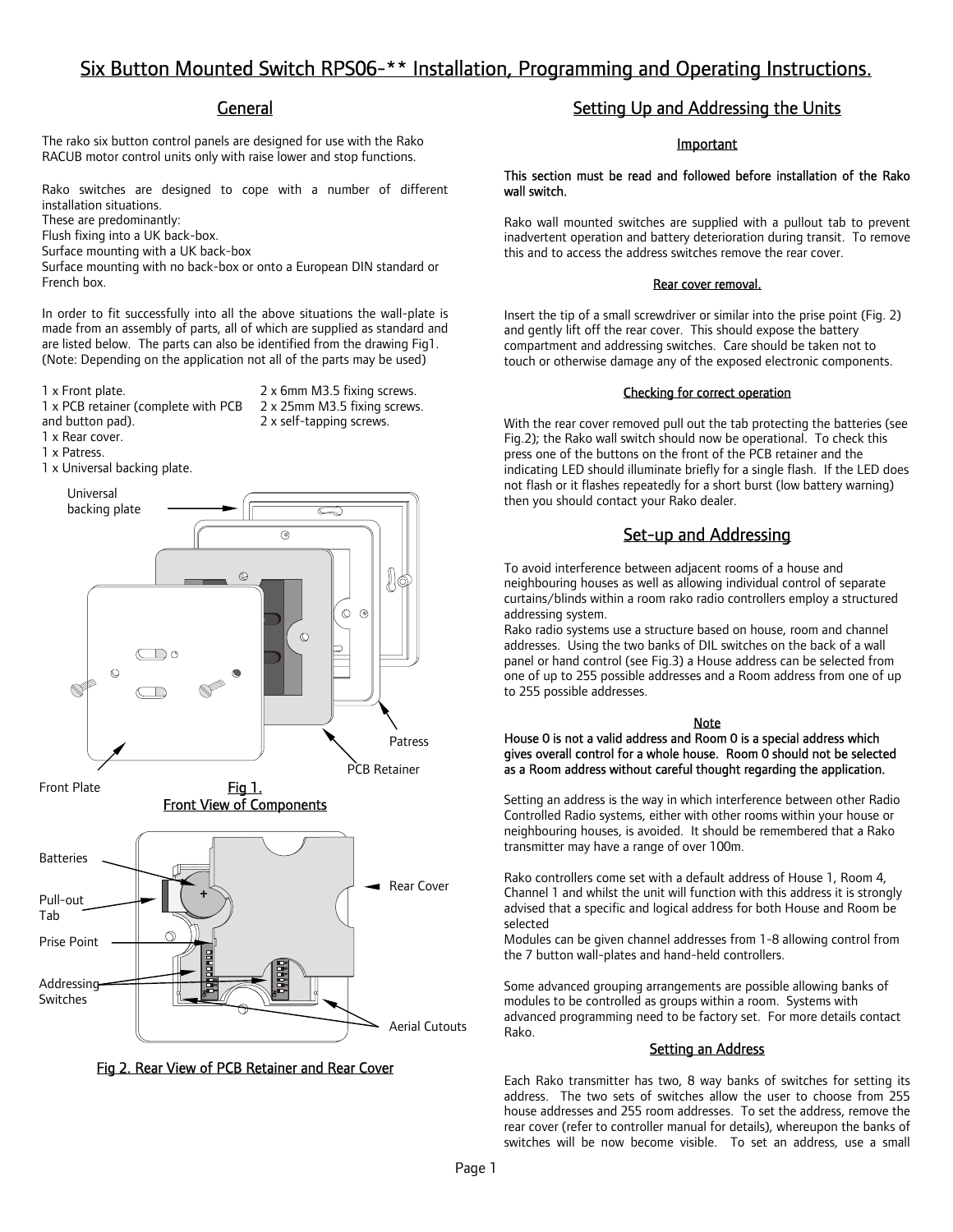# Six Button Mounted Switch RPS06-** Installation, Programming and Operating Instructions.

## General

The rako six button control panels are designed for use with the Rako RACUB motor control units only with raise lower and stop functions.

Rako switches are designed to cope with a number of different installation situations.
These are predominantly:
Flush fixing into a UK back-box.
Surface mounting with a UK back-box
Surface mounting with no back-box or onto a European DIN standard or French box.

In order to fit successfully into all the above situations the wall-plate is made from an assembly of parts, all of which are supplied as standard and are listed below. The parts can also be identified from the drawing Fig1. (Note: Depending on the application not all of the parts may be used)

1 x Front plate.
1 x PCB retainer (complete with PCB and button pad).
1 x Rear cover.
1 x Patress.
1 x Universal backing plate.

2 x 6mm M3.5 fixing screws.
2 x 25mm M3.5 fixing screws.
2 x self-tapping screws.

Universal backing plate

Patress

PCB Retainer

Front Plate

Fig 1.
Front View of Components

Batteries

Pull-out Tab

Prise Point

Addressing Switches

Rear Cover

Aerial Cutouts

Fig 2. Rear View of PCB Retainer and Rear Cover

## Setting Up and Addressing the Units

### Important

**This section must be read and followed before installation of the Rako wall switch.**

Rako wall mounted switches are supplied with a pullout tab to prevent inadvertent operation and battery deterioration during transit. To remove this and to access the address switches remove the rear cover.

#### Rear cover removal.

Insert the tip of a small screwdriver or similar into the prise point (Fig. 2) and gently lift off the rear cover. This should expose the battery compartment and addressing switches. Care should be taken not to touch or otherwise damage any of the exposed electronic components.

#### Checking for correct operation

With the rear cover removed pull out the tab protecting the batteries (see Fig.2); the Rako wall switch should now be operational. To check this press one of the buttons on the front of the PCB retainer and the indicating LED should illuminate briefly for a single flash. If the LED does not flash or it flashes repeatedly for a short burst (low battery warning) then you should contact your Rako dealer.

## Set-up and Addressing

To avoid interference between adjacent rooms of a house and neighbouring houses as well as allowing individual control of separate curtains/blinds within a room rako radio controllers employ a structured addressing system.
Rako radio systems use a structure based on house, room and channel addresses. Using the two banks of DIL switches on the back of a wall panel or hand control (see Fig.3) a House address can be selected from one of up to 255 possible addresses and a Room address from one of up to 255 possible addresses.

### Note

**House 0 is not a valid address and Room 0 is a special address which gives overall control for a whole house. Room 0 should not be selected as a Room address without careful thought regarding the application.**

Setting an address is the way in which interference between other Radio Controlled Radio systems, either with other rooms within your house or neighbouring houses, is avoided. It should be remembered that a Rako transmitter may have a range of over 100m.

Rako controllers come set with a default address of House 1, Room 4, Channel 1 and whilst the unit will function with this address it is strongly advised that a specific and logical address for both House and Room be selected
Modules can be given channel addresses from 1-8 allowing control from the 7 button wall-plates and hand-held controllers.

Some advanced grouping arrangements are possible allowing banks of modules to be controlled as groups within a room. Systems with advanced programming need to be factory set. For more details contact Rako.

### Setting an Address

Each Rako transmitter has two, 8 way banks of switches for setting its address. The two sets of switches allow the user to choose from 255 house addresses and 255 room addresses. To set the address, remove the rear cover (refer to controller manual for details), whereupon the banks of switches will be now become visible. To set an address, use a small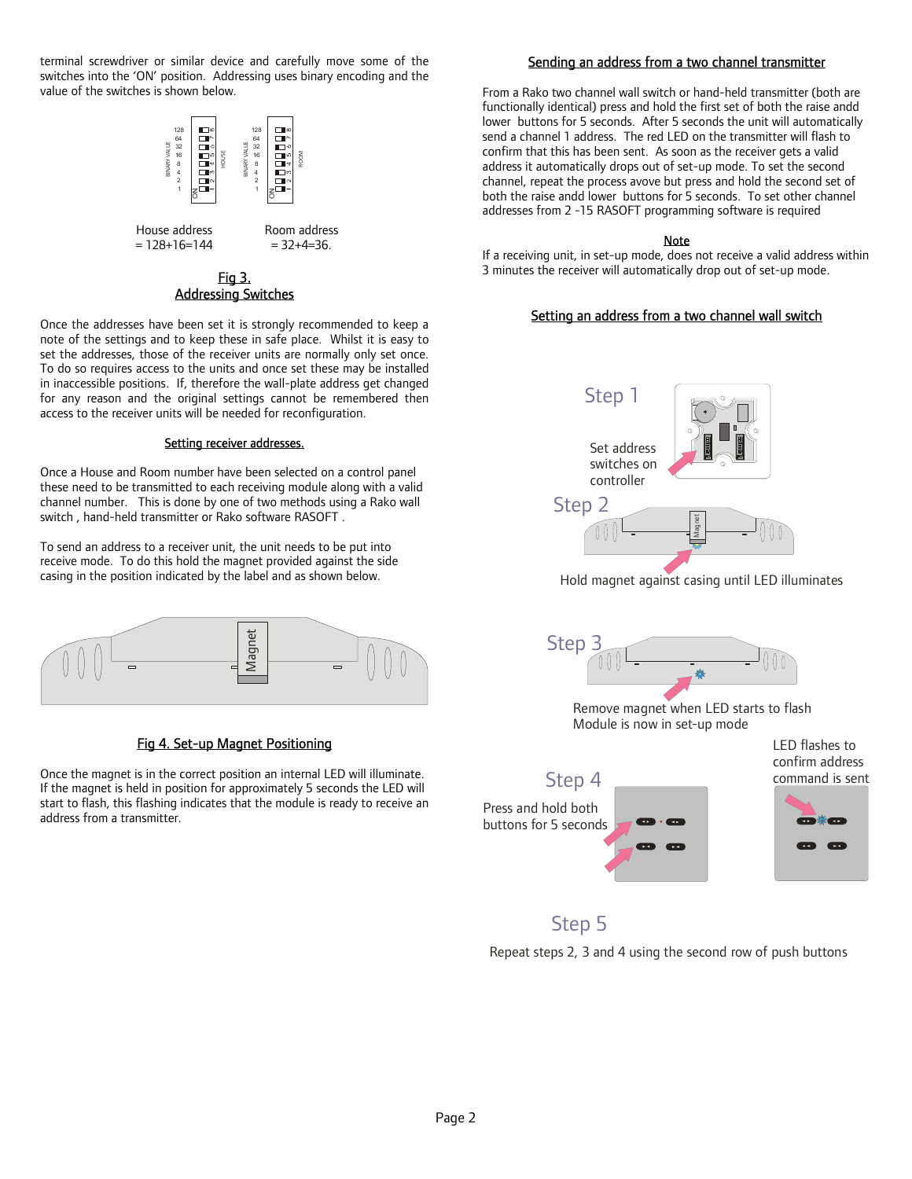terminal screwdriver or similar device and carefully move some of the switches into the 'ON' position. Addressing uses binary encoding and the value of the switches is shown below.

House address
= 128+16=144

Room address
= 32+4=36.

Fig 3.
Addressing Switches

Once the addresses have been set it is strongly recommended to keep a note of the settings and to keep these in safe place. Whilst it is easy to set the addresses, those of the receiver units are normally only set once. To do so requires access to the units and once set these may be installed in inaccessible positions. If, therefore the wall-plate address get changed for any reason and the original settings cannot be remembered then access to the receiver units will be needed for reconfiguration.

## Setting receiver addresses.

Once a House and Room number have been selected on a control panel these need to be transmitted to each receiving module along with a valid channel number. This is done by one of two methods using a Rako wall switch , hand-held transmitter or Rako software RASOFT .

To send an address to a receiver unit, the unit needs to be put into receive mode. To do this hold the magnet provided against the side casing in the position indicated by the label and as shown below.

Fig 4. Set-up Magnet Positioning

Once the magnet is in the correct position an internal LED will illuminate. If the magnet is held in position for approximately 5 seconds the LED will start to flash, this flashing indicates that the module is ready to receive an address from a transmitter.

## Sending an address from a two channel transmitter

From a Rako two channel wall switch or hand-held transmitter (both are functionally identical) press and hold the first set of both the raise andd lower buttons for 5 seconds. After 5 seconds the unit will automatically send a channel 1 address. The red LED on the transmitter will flash to confirm that this has been sent. As soon as the receiver gets a valid address it automatically drops out of set-up mode. To set the second channel, repeat the process avove but press and hold the second set of both the raise andd lower buttons for 5 seconds. To set other channel addresses from 2 -15 RASOFT programming software is required

**Note**

If a receiving unit, in set-up mode, does not receive a valid address within 3 minutes the receiver will automatically drop out of set-up mode.

## Setting an address from a two channel wall switch

Step 1

Set address switches on controller

Step 2

Hold magnet against casing until LED illuminates

Step 3

Remove magnet when LED starts to flash
Module is now in set-up mode

Step 4

Press and hold both buttons for 5 seconds

LED flashes to confirm address command is sent

Step 5

Repeat steps 2, 3 and 4 using the second row of push buttons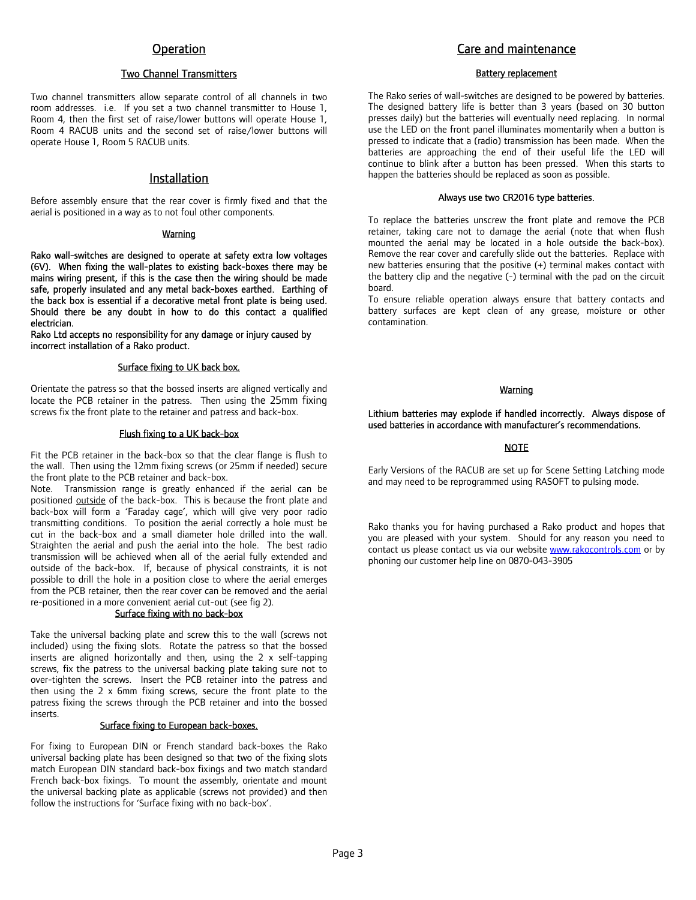## Operation

### Two Channel Transmitters

Two channel transmitters allow separate control of all channels in two room addresses. i.e. If you set a two channel transmitter to House 1, Room 4, then the first set of raise/lower buttons will operate House 1, Room 4 RACUB units and the second set of raise/lower buttons will operate House 1, Room 5 RACUB units.

## Installation

Before assembly ensure that the rear cover is firmly fixed and that the aerial is positioned in a way as to not foul other components.

### Warning

**Rako wall-switches are designed to operate at safety extra low voltages (6V). When fixing the wall-plates to existing back-boxes there may be mains wiring present, if this is the case then the wiring should be made safe, properly insulated and any metal back-boxes earthed. Earthing of the back box is essential if a decorative metal front plate is being used. Should there be any doubt in how to do this contact a qualified electrician.**

**Rako Ltd accepts no responsibility for any damage or injury caused by incorrect installation of a Rako product.**

### Surface fixing to UK back box.

Orientate the patress so that the bossed inserts are aligned vertically and locate the PCB retainer in the patress. Then using the 25mm fixing screws fix the front plate to the retainer and patress and back-box.

### Flush fixing to a UK back-box

Fit the PCB retainer in the back-box so that the clear flange is flush to the wall. Then using the 12mm fixing screws (or 25mm if needed) secure the front plate to the PCB retainer and back-box.

Note. Transmission range is greatly enhanced if the aerial can be positioned outside of the back-box. This is because the front plate and back-box will form a 'Faraday cage', which will give very poor radio transmitting conditions. To position the aerial correctly a hole must be cut in the back-box and a small diameter hole drilled into the wall. Straighten the aerial and push the aerial into the hole. The best radio transmission will be achieved when all of the aerial fully extended and outside of the back-box. If, because of physical constraints, it is not possible to drill the hole in a position close to where the aerial emerges from the PCB retainer, then the rear cover can be removed and the aerial re-positioned in a more convenient aerial cut-out (see fig 2).

### Surface fixing with no back-box

Take the universal backing plate and screw this to the wall (screws not included) using the fixing slots. Rotate the patress so that the bossed inserts are aligned horizontally and then, using the 2 x self-tapping screws, fix the patress to the universal backing plate taking sure not to over-tighten the screws. Insert the PCB retainer into the patress and then using the 2 x 6mm fixing screws, secure the front plate to the patress fixing the screws through the PCB retainer and into the bossed inserts.

### Surface fixing to European back-boxes.

For fixing to European DIN or French standard back-boxes the Rako universal backing plate has been designed so that two of the fixing slots match European DIN standard back-box fixings and two match standard French back-box fixings. To mount the assembly, orientate and mount the universal backing plate as applicable (screws not provided) and then follow the instructions for 'Surface fixing with no back-box'.

## Care and maintenance

### Battery replacement

The Rako series of wall-switches are designed to be powered by batteries. The designed battery life is better than 3 years (based on 30 button presses daily) but the batteries will eventually need replacing. In normal use the LED on the front panel illuminates momentarily when a button is pressed to indicate that a (radio) transmission has been made. When the batteries are approaching the end of their useful life the LED will continue to blink after a button has been pressed. When this starts to happen the batteries should be replaced as soon as possible.

**Always use two CR2016 type batteries.**

To replace the batteries unscrew the front plate and remove the PCB retainer, taking care not to damage the aerial (note that when flush mounted the aerial may be located in a hole outside the back-box). Remove the rear cover and carefully slide out the batteries. Replace with new batteries ensuring that the positive (+) terminal makes contact with the battery clip and the negative (-) terminal with the pad on the circuit board.

To ensure reliable operation always ensure that battery contacts and battery surfaces are kept clean of any grease, moisture or other contamination.

### Warning

**Lithium batteries may explode if handled incorrectly. Always dispose of used batteries in accordance with manufacturer's recommendations.**

### NOTE

Early Versions of the RACUB are set up for Scene Setting Latching mode and may need to be reprogrammed using RASOFT to pulsing mode.

Rako thanks you for having purchased a Rako product and hopes that you are pleased with your system. Should for any reason you need to contact us please contact us via our website www.rakocontrols.com or by phoning our customer help line on 0870-043-3905